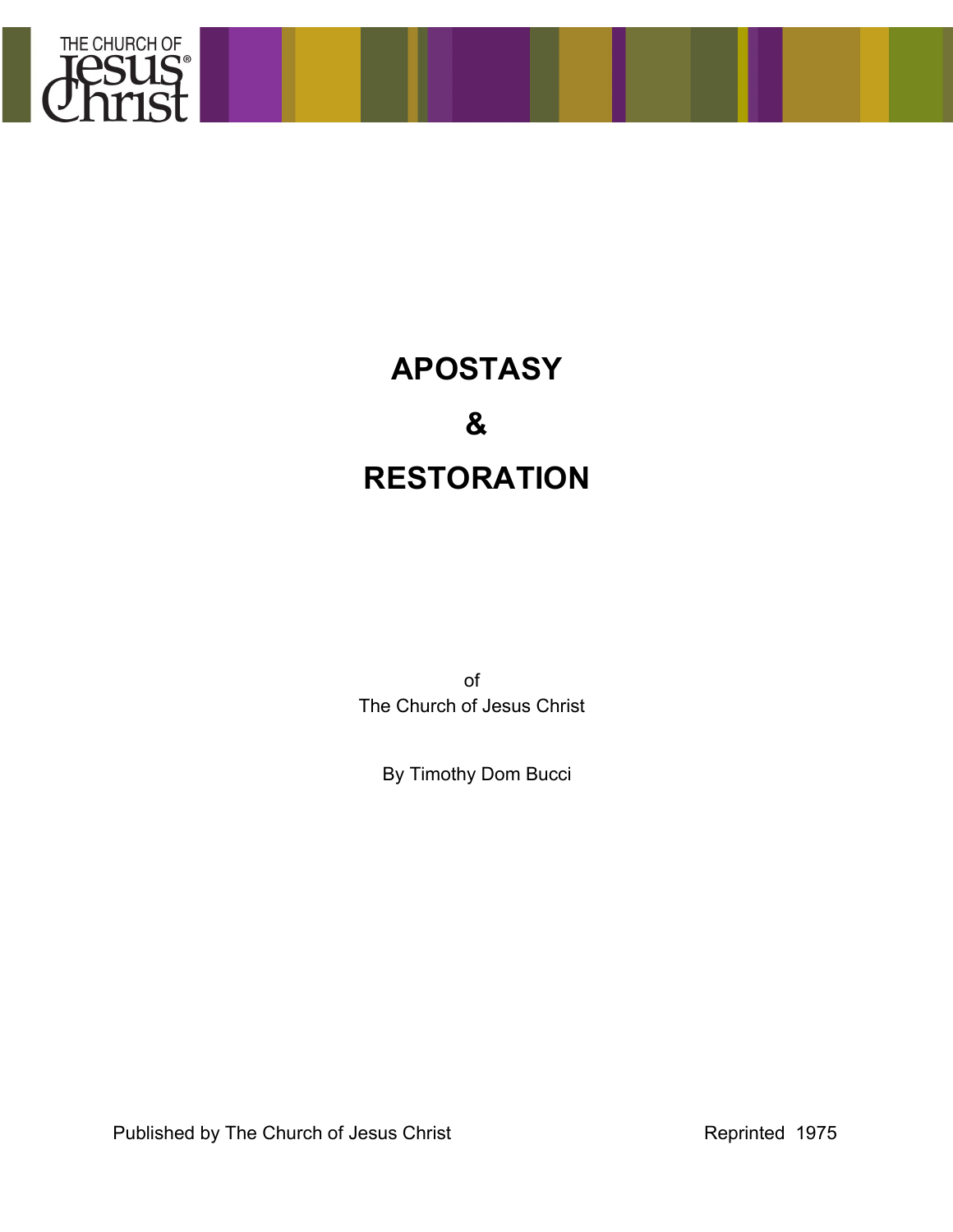THE CHURCH OF Jesus Christ®

# APOSTASY

# &

# RESTORATION

of
The Church of Jesus Christ

By Timothy Dom Bucci

Published by The Church of Jesus Christ

Reprinted 1975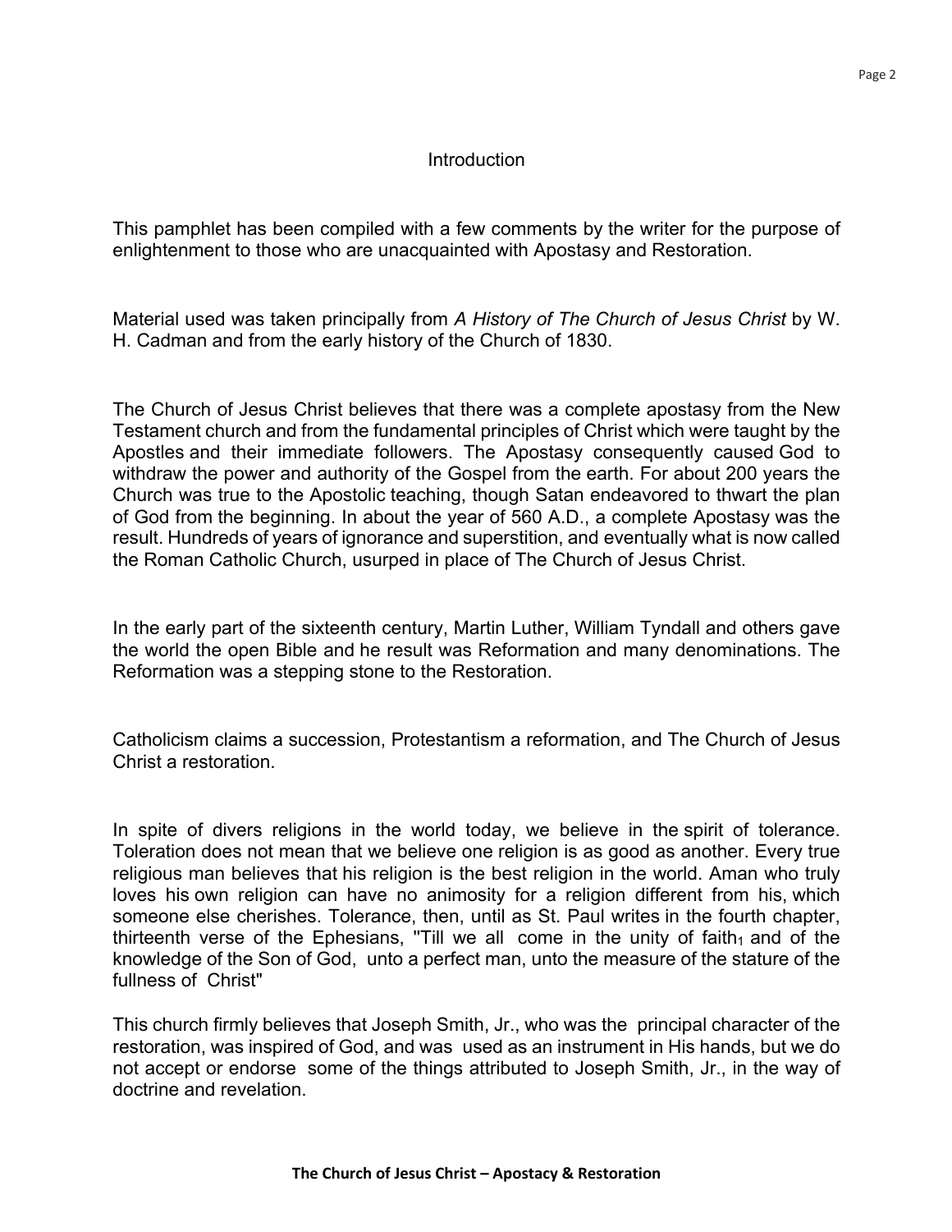## Introduction

This pamphlet has been compiled with a few comments by the writer for the purpose of enlightenment to those who are unacquainted with Apostasy and Restoration.

Material used was taken principally from *A History of The Church of Jesus Christ* by W. H. Cadman and from the early history of the Church of 1830.

The Church of Jesus Christ believes that there was a complete apostasy from the New Testament church and from the fundamental principles of Christ which were taught by the Apostles and their immediate followers. The Apostasy consequently caused God to withdraw the power and authority of the Gospel from the earth. For about 200 years the Church was true to the Apostolic teaching, though Satan endeavored to thwart the plan of God from the beginning. In about the year of 560 A.D., a complete Apostasy was the result. Hundreds of years of ignorance and superstition, and eventually what is now called the Roman Catholic Church, usurped in place of The Church of Jesus Christ.

In the early part of the sixteenth century, Martin Luther, William Tyndall and others gave the world the open Bible and he result was Reformation and many denominations. The Reformation was a stepping stone to the Restoration.

Catholicism claims a succession, Protestantism a reformation, and The Church of Jesus Christ a restoration.

In spite of divers religions in the world today, we believe in the spirit of tolerance. Toleration does not mean that we believe one religion is as good as another. Every true religious man believes that his religion is the best religion in the world. Aman who truly loves his own religion can have no animosity for a religion different from his, which someone else cherishes. Tolerance, then, until as St. Paul writes in the fourth chapter, thirteenth verse of the Ephesians, "Till we all come in the unity of faith[1] and of the knowledge of the Son of God, unto a perfect man, unto the measure of the stature of the fullness of Christ"

This church firmly believes that Joseph Smith, Jr., who was the principal character of the restoration, was inspired of God, and was used as an instrument in His hands, but we do not accept or endorse some of the things attributed to Joseph Smith, Jr., in the way of doctrine and revelation.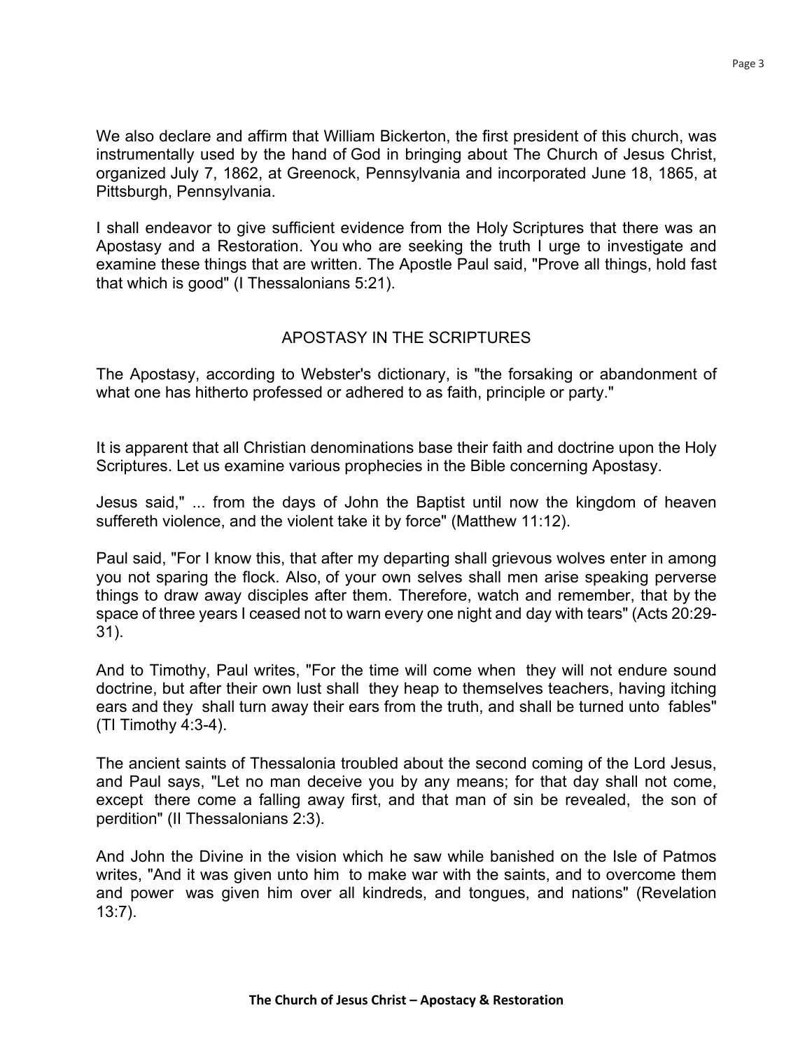We also declare and affirm that William Bickerton, the first president of this church, was instrumentally used by the hand of God in bringing about The Church of Jesus Christ, organized July 7, 1862, at Greenock, Pennsylvania and incorporated June 18, 1865, at Pittsburgh, Pennsylvania.

I shall endeavor to give sufficient evidence from the Holy Scriptures that there was an Apostasy and a Restoration. You who are seeking the truth I urge to investigate and examine these things that are written. The Apostle Paul said, "Prove all things, hold fast that which is good" (I Thessalonians 5:21).

## APOSTASY IN THE SCRIPTURES

The Apostasy, according to Webster's dictionary, is "the forsaking or abandonment of what one has hitherto professed or adhered to as faith, principle or party."

It is apparent that all Christian denominations base their faith and doctrine upon the Holy Scriptures. Let us examine various prophecies in the Bible concerning Apostasy.

Jesus said," ... from the days of John the Baptist until now the kingdom of heaven suffereth violence, and the violent take it by force" (Matthew 11:12).

Paul said, "For I know this, that after my departing shall grievous wolves enter in among you not sparing the flock. Also, of your own selves shall men arise speaking perverse things to draw away disciples after them. Therefore, watch and remember, that by the space of three years I ceased not to warn every one night and day with tears" (Acts 20:29-31).

And to Timothy, Paul writes, "For the time will come when they will not endure sound doctrine, but after their own lust shall they heap to themselves teachers, having itching ears and they shall turn away their ears from the truth, and shall be turned unto fables" (TI Timothy 4:3-4).

The ancient saints of Thessalonia troubled about the second coming of the Lord Jesus, and Paul says, "Let no man deceive you by any means; for that day shall not come, except there come a falling away first, and that man of sin be revealed, the son of perdition" (II Thessalonians 2:3).

And John the Divine in the vision which he saw while banished on the Isle of Patmos writes, "And it was given unto him to make war with the saints, and to overcome them and power was given him over all kindreds, and tongues, and nations" (Revelation 13:7).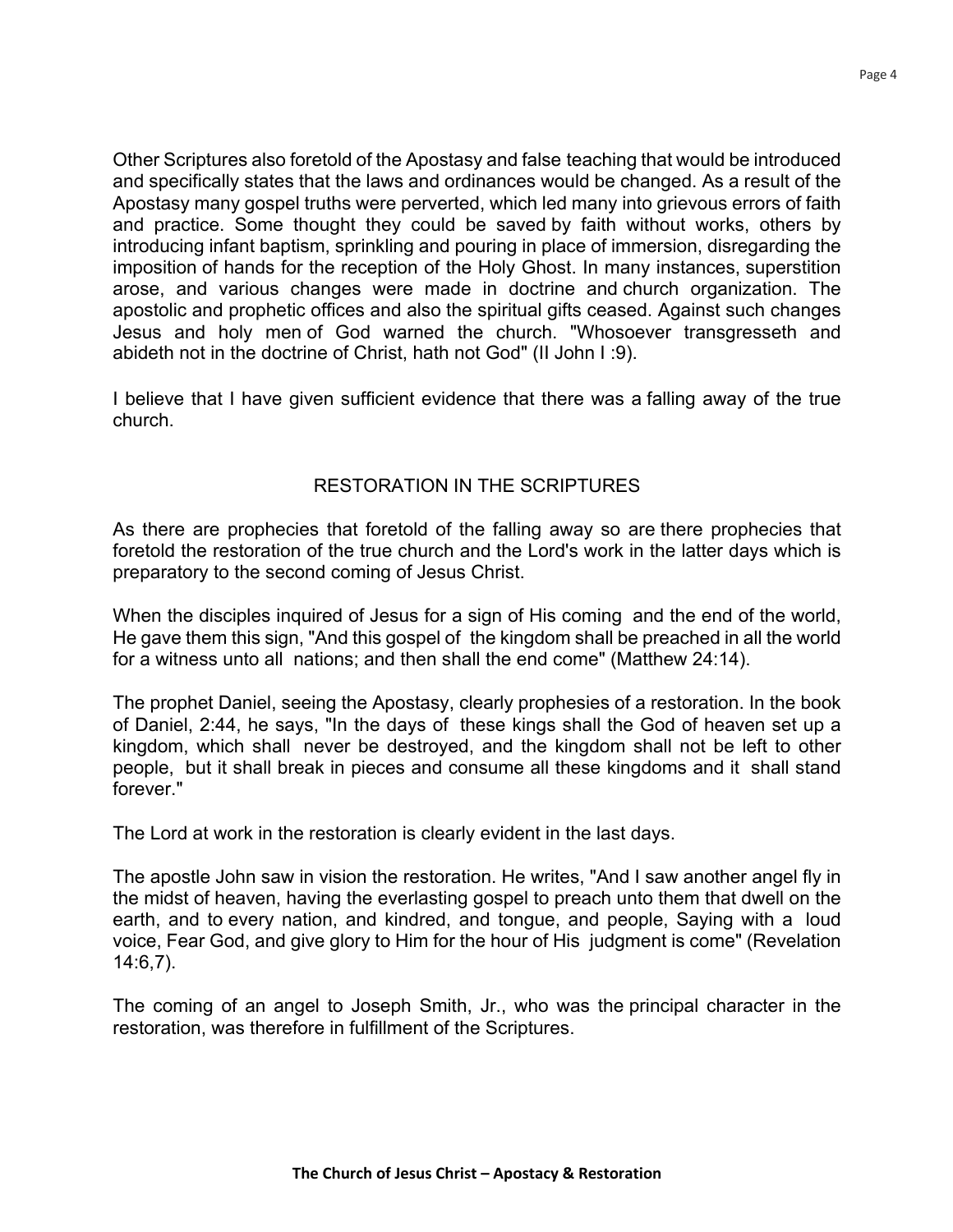Other Scriptures also foretold of the Apostasy and false teaching that would be introduced and specifically states that the laws and ordinances would be changed. As a result of the Apostasy many gospel truths were perverted, which led many into grievous errors of faith and practice. Some thought they could be saved by faith without works, others by introducing infant baptism, sprinkling and pouring in place of immersion, disregarding the imposition of hands for the reception of the Holy Ghost. In many instances, superstition arose, and various changes were made in doctrine and church organization. The apostolic and prophetic offices and also the spiritual gifts ceased. Against such changes Jesus and holy men of God warned the church. "Whosoever transgresseth and abideth not in the doctrine of Christ, hath not God" (II John I :9).

I believe that I have given sufficient evidence that there was a falling away of the true church.

## RESTORATION IN THE SCRIPTURES

As there are prophecies that foretold of the falling away so are there prophecies that foretold the restoration of the true church and the Lord's work in the latter days which is preparatory to the second coming of Jesus Christ.

When the disciples inquired of Jesus for a sign of His coming and the end of the world, He gave them this sign, "And this gospel of the kingdom shall be preached in all the world for a witness unto all nations; and then shall the end come" (Matthew 24:14).

The prophet Daniel, seeing the Apostasy, clearly prophesies of a restoration. In the book of Daniel, 2:44, he says, "In the days of these kings shall the God of heaven set up a kingdom, which shall never be destroyed, and the kingdom shall not be left to other people, but it shall break in pieces and consume all these kingdoms and it shall stand forever."

The Lord at work in the restoration is clearly evident in the last days.

The apostle John saw in vision the restoration. He writes, "And I saw another angel fly in the midst of heaven, having the everlasting gospel to preach unto them that dwell on the earth, and to every nation, and kindred, and tongue, and people, Saying with a loud voice, Fear God, and give glory to Him for the hour of His judgment is come" (Revelation 14:6,7).

The coming of an angel to Joseph Smith, Jr., who was the principal character in the restoration, was therefore in fulfillment of the Scriptures.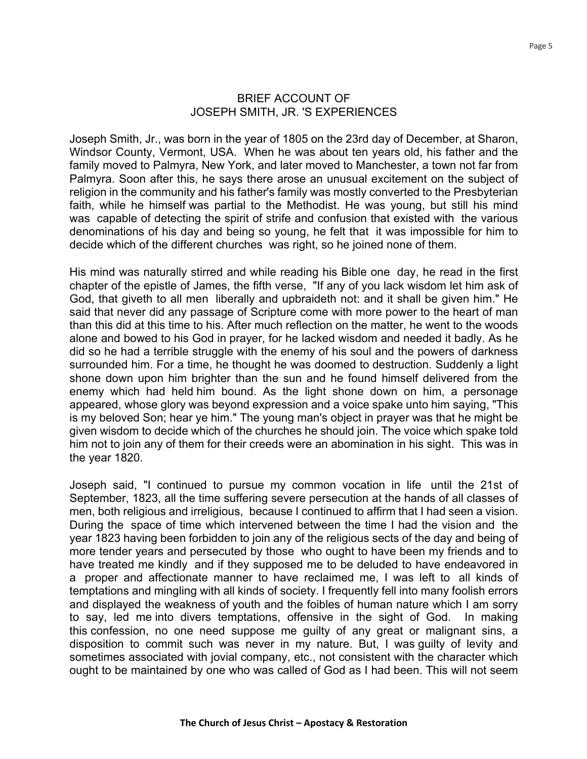## BRIEF ACCOUNT OF JOSEPH SMITH, JR. 'S EXPERIENCES

Joseph Smith, Jr., was born in the year of 1805 on the 23rd day of December, at Sharon, Windsor County, Vermont, USA. When he was about ten years old, his father and the family moved to Palmyra, New York, and later moved to Manchester, a town not far from Palmyra. Soon after this, he says there arose an unusual excitement on the subject of religion in the community and his father's family was mostly converted to the Presbyterian faith, while he himself was partial to the Methodist. He was young, but still his mind was capable of detecting the spirit of strife and confusion that existed with the various denominations of his day and being so young, he felt that it was impossible for him to decide which of the different churches was right, so he joined none of them.

His mind was naturally stirred and while reading his Bible one day, he read in the first chapter of the epistle of James, the fifth verse, "If any of you lack wisdom let him ask of God, that giveth to all men liberally and upbraideth not: and it shall be given him." He said that never did any passage of Scripture come with more power to the heart of man than this did at this time to his. After much reflection on the matter, he went to the woods alone and bowed to his God in prayer, for he lacked wisdom and needed it badly. As he did so he had a terrible struggle with the enemy of his soul and the powers of darkness surrounded him. For a time, he thought he was doomed to destruction. Suddenly a light shone down upon him brighter than the sun and he found himself delivered from the enemy which had held him bound. As the light shone down on him, a personage appeared, whose glory was beyond expression and a voice spake unto him saying, "This is my beloved Son; hear ye him." The young man's object in prayer was that he might be given wisdom to decide which of the churches he should join. The voice which spake told him not to join any of them for their creeds were an abomination in his sight. This was in the year 1820.

Joseph said, "I continued to pursue my common vocation in life until the 21st of September, 1823, all the time suffering severe persecution at the hands of all classes of men, both religious and irreligious, because I continued to affirm that I had seen a vision. During the space of time which intervened between the time I had the vision and the year 1823 having been forbidden to join any of the religious sects of the day and being of more tender years and persecuted by those who ought to have been my friends and to have treated me kindly and if they supposed me to be deluded to have endeavored in a proper and affectionate manner to have reclaimed me, I was left to all kinds of temptations and mingling with all kinds of society. I frequently fell into many foolish errors and displayed the weakness of youth and the foibles of human nature which I am sorry to say, led me into divers temptations, offensive in the sight of God. In making this confession, no one need suppose me guilty of any great or malignant sins, a disposition to commit such was never in my nature. But, I was guilty of levity and sometimes associated with jovial company, etc., not consistent with the character which ought to be maintained by one who was called of God as I had been. This will not seem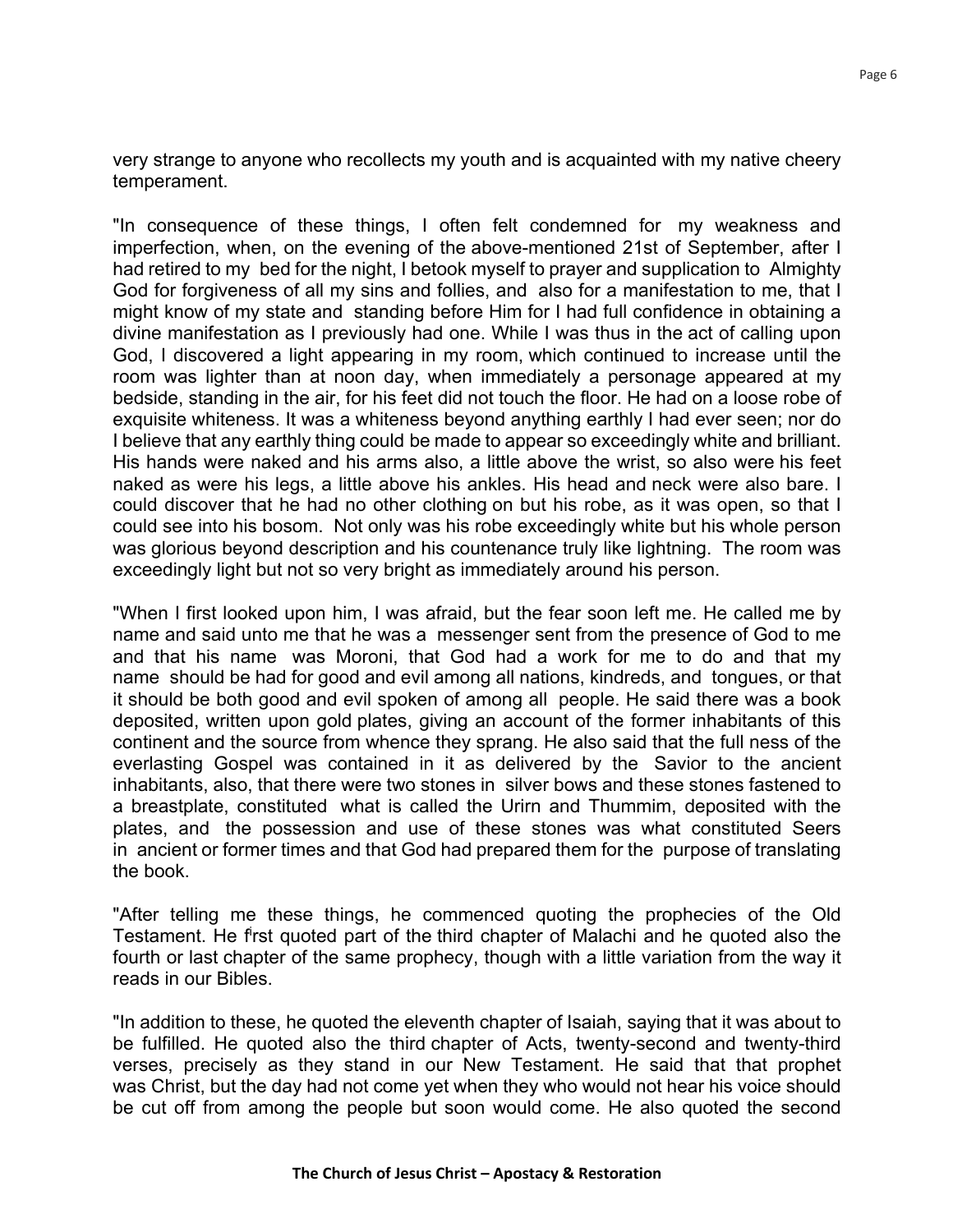very strange to anyone who recollects my youth and is acquainted with my native cheery temperament.

"In consequence of these things, I often felt condemned for my weakness and imperfection, when, on the evening of the above-mentioned 21st of September, after I had retired to my bed for the night, I betook myself to prayer and supplication to Almighty God for forgiveness of all my sins and follies, and also for a manifestation to me, that I might know of my state and standing before Him for I had full confidence in obtaining a divine manifestation as I previously had one. While I was thus in the act of calling upon God, I discovered a light appearing in my room, which continued to increase until the room was lighter than at noon day, when immediately a personage appeared at my bedside, standing in the air, for his feet did not touch the floor. He had on a loose robe of exquisite whiteness. It was a whiteness beyond anything earthly I had ever seen; nor do I believe that any earthly thing could be made to appear so exceedingly white and brilliant. His hands were naked and his arms also, a little above the wrist, so also were his feet naked as were his legs, a little above his ankles. His head and neck were also bare. I could discover that he had no other clothing on but his robe, as it was open, so that I could see into his bosom. Not only was his robe exceedingly white but his whole person was glorious beyond description and his countenance truly like lightning. The room was exceedingly light but not so very bright as immediately around his person.

"When I first looked upon him, I was afraid, but the fear soon left me. He called me by name and said unto me that he was a messenger sent from the presence of God to me and that his name was Moroni, that God had a work for me to do and that my name should be had for good and evil among all nations, kindreds, and tongues, or that it should be both good and evil spoken of among all people. He said there was a book deposited, written upon gold plates, giving an account of the former inhabitants of this continent and the source from whence they sprang. He also said that the full ness of the everlasting Gospel was contained in it as delivered by the Savior to the ancient inhabitants, also, that there were two stones in silver bows and these stones fastened to a breastplate, constituted what is called the Urirn and Thummim, deposited with the plates, and the possession and use of these stones was what constituted Seers in ancient or former times and that God had prepared them for the purpose of translating the book.

"After telling me these things, he commenced quoting the prophecies of the Old Testament. He first quoted part of the third chapter of Malachi and he quoted also the fourth or last chapter of the same prophecy, though with a little variation from the way it reads in our Bibles.

"In addition to these, he quoted the eleventh chapter of Isaiah, saying that it was about to be fulfilled. He quoted also the third chapter of Acts, twenty-second and twenty-third verses, precisely as they stand in our New Testament. He said that that prophet was Christ, but the day had not come yet when they who would not hear his voice should be cut off from among the people but soon would come. He also quoted the second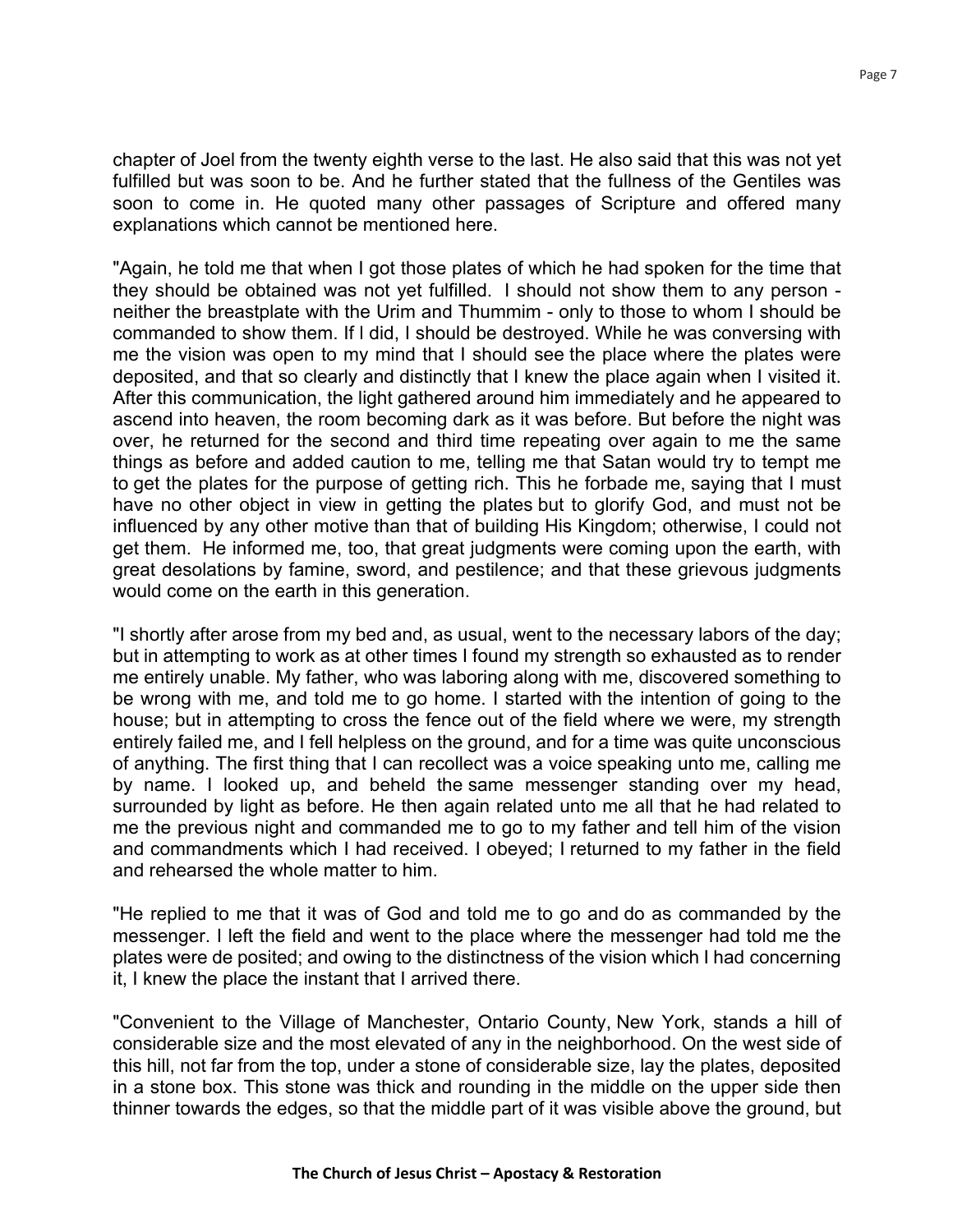chapter of Joel from the twenty eighth verse to the last. He also said that this was not yet fulfilled but was soon to be. And he further stated that the fullness of the Gentiles was soon to come in. He quoted many other passages of Scripture and offered many explanations which cannot be mentioned here.

"Again, he told me that when I got those plates of which he had spoken for the time that they should be obtained was not yet fulfilled. I should not show them to any person - neither the breastplate with the Urim and Thummim - only to those to whom I should be commanded to show them. If I did, I should be destroyed. While he was conversing with me the vision was open to my mind that I should see the place where the plates were deposited, and that so clearly and distinctly that I knew the place again when I visited it. After this communication, the light gathered around him immediately and he appeared to ascend into heaven, the room becoming dark as it was before. But before the night was over, he returned for the second and third time repeating over again to me the same things as before and added caution to me, telling me that Satan would try to tempt me to get the plates for the purpose of getting rich. This he forbade me, saying that I must have no other object in view in getting the plates but to glorify God, and must not be influenced by any other motive than that of building His Kingdom; otherwise, I could not get them. He informed me, too, that great judgments were coming upon the earth, with great desolations by famine, sword, and pestilence; and that these grievous judgments would come on the earth in this generation.

"I shortly after arose from my bed and, as usual, went to the necessary labors of the day; but in attempting to work as at other times I found my strength so exhausted as to render me entirely unable. My father, who was laboring along with me, discovered something to be wrong with me, and told me to go home. I started with the intention of going to the house; but in attempting to cross the fence out of the field where we were, my strength entirely failed me, and I fell helpless on the ground, and for a time was quite unconscious of anything. The first thing that I can recollect was a voice speaking unto me, calling me by name. I looked up, and beheld the same messenger standing over my head, surrounded by light as before. He then again related unto me all that he had related to me the previous night and commanded me to go to my father and tell him of the vision and commandments which I had received. I obeyed; I returned to my father in the field and rehearsed the whole matter to him.

"He replied to me that it was of God and told me to go and do as commanded by the messenger. I left the field and went to the place where the messenger had told me the plates were de posited; and owing to the distinctness of the vision which I had concerning it, I knew the place the instant that I arrived there.

"Convenient to the Village of Manchester, Ontario County, New York, stands a hill of considerable size and the most elevated of any in the neighborhood. On the west side of this hill, not far from the top, under a stone of considerable size, lay the plates, deposited in a stone box. This stone was thick and rounding in the middle on the upper side then thinner towards the edges, so that the middle part of it was visible above the ground, but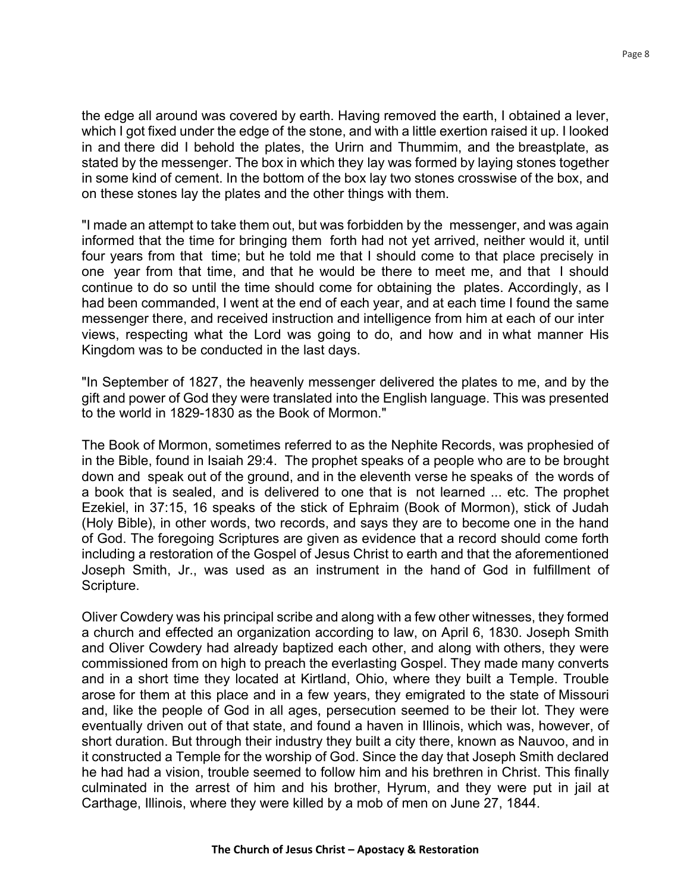the edge all around was covered by earth. Having removed the earth, I obtained a lever, which I got fixed under the edge of the stone, and with a little exertion raised it up. I looked in and there did I behold the plates, the Urirn and Thummim, and the breastplate, as stated by the messenger. The box in which they lay was formed by laying stones together in some kind of cement. In the bottom of the box lay two stones crosswise of the box, and on these stones lay the plates and the other things with them.

"I made an attempt to take them out, but was forbidden by the messenger, and was again informed that the time for bringing them forth had not yet arrived, neither would it, until four years from that time; but he told me that I should come to that place precisely in one year from that time, and that he would be there to meet me, and that I should continue to do so until the time should come for obtaining the plates. Accordingly, as I had been commanded, I went at the end of each year, and at each time I found the same messenger there, and received instruction and intelligence from him at each of our inter views, respecting what the Lord was going to do, and how and in what manner His Kingdom was to be conducted in the last days.

"In September of 1827, the heavenly messenger delivered the plates to me, and by the gift and power of God they were translated into the English language. This was presented to the world in 1829-1830 as the Book of Mormon."

The Book of Mormon, sometimes referred to as the Nephite Records, was prophesied of in the Bible, found in Isaiah 29:4. The prophet speaks of a people who are to be brought down and speak out of the ground, and in the eleventh verse he speaks of the words of a book that is sealed, and is delivered to one that is not learned ... etc. The prophet Ezekiel, in 37:15, 16 speaks of the stick of Ephraim (Book of Mormon), stick of Judah (Holy Bible), in other words, two records, and says they are to become one in the hand of God. The foregoing Scriptures are given as evidence that a record should come forth including a restoration of the Gospel of Jesus Christ to earth and that the aforementioned Joseph Smith, Jr., was used as an instrument in the hand of God in fulfillment of Scripture.

Oliver Cowdery was his principal scribe and along with a few other witnesses, they formed a church and effected an organization according to law, on April 6, 1830. Joseph Smith and Oliver Cowdery had already baptized each other, and along with others, they were commissioned from on high to preach the everlasting Gospel. They made many converts and in a short time they located at Kirtland, Ohio, where they built a Temple. Trouble arose for them at this place and in a few years, they emigrated to the state of Missouri and, like the people of God in all ages, persecution seemed to be their lot. They were eventually driven out of that state, and found a haven in Illinois, which was, however, of short duration. But through their industry they built a city there, known as Nauvoo, and in it constructed a Temple for the worship of God. Since the day that Joseph Smith declared he had had a vision, trouble seemed to follow him and his brethren in Christ. This finally culminated in the arrest of him and his brother, Hyrum, and they were put in jail at Carthage, Illinois, where they were killed by a mob of men on June 27, 1844.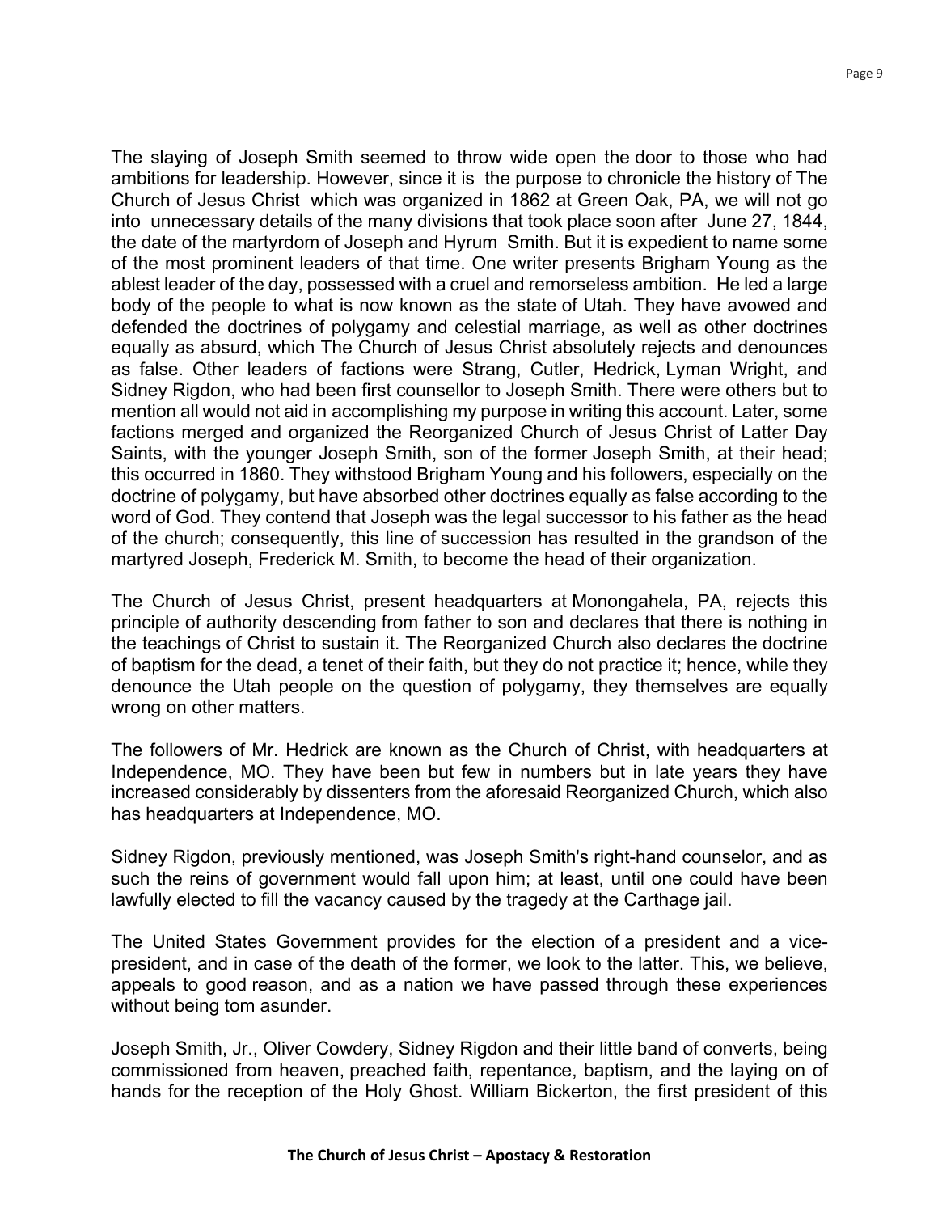The slaying of Joseph Smith seemed to throw wide open the door to those who had ambitions for leadership. However, since it is the purpose to chronicle the history of The Church of Jesus Christ which was organized in 1862 at Green Oak, PA, we will not go into unnecessary details of the many divisions that took place soon after June 27, 1844, the date of the martyrdom of Joseph and Hyrum Smith. But it is expedient to name some of the most prominent leaders of that time. One writer presents Brigham Young as the ablest leader of the day, possessed with a cruel and remorseless ambition. He led a large body of the people to what is now known as the state of Utah. They have avowed and defended the doctrines of polygamy and celestial marriage, as well as other doctrines equally as absurd, which The Church of Jesus Christ absolutely rejects and denounces as false. Other leaders of factions were Strang, Cutler, Hedrick, Lyman Wright, and Sidney Rigdon, who had been first counsellor to Joseph Smith. There were others but to mention all would not aid in accomplishing my purpose in writing this account. Later, some factions merged and organized the Reorganized Church of Jesus Christ of Latter Day Saints, with the younger Joseph Smith, son of the former Joseph Smith, at their head; this occurred in 1860. They withstood Brigham Young and his followers, especially on the doctrine of polygamy, but have absorbed other doctrines equally as false according to the word of God. They contend that Joseph was the legal successor to his father as the head of the church; consequently, this line of succession has resulted in the grandson of the martyred Joseph, Frederick M. Smith, to become the head of their organization.

The Church of Jesus Christ, present headquarters at Monongahela, PA, rejects this principle of authority descending from father to son and declares that there is nothing in the teachings of Christ to sustain it. The Reorganized Church also declares the doctrine of baptism for the dead, a tenet of their faith, but they do not practice it; hence, while they denounce the Utah people on the question of polygamy, they themselves are equally wrong on other matters.

The followers of Mr. Hedrick are known as the Church of Christ, with headquarters at Independence, MO. They have been but few in numbers but in late years they have increased considerably by dissenters from the aforesaid Reorganized Church, which also has headquarters at Independence, MO.

Sidney Rigdon, previously mentioned, was Joseph Smith's right-hand counselor, and as such the reins of government would fall upon him; at least, until one could have been lawfully elected to fill the vacancy caused by the tragedy at the Carthage jail.

The United States Government provides for the election of a president and a vice-president, and in case of the death of the former, we look to the latter. This, we believe, appeals to good reason, and as a nation we have passed through these experiences without being tom asunder.

Joseph Smith, Jr., Oliver Cowdery, Sidney Rigdon and their little band of converts, being commissioned from heaven, preached faith, repentance, baptism, and the laying on of hands for the reception of the Holy Ghost. William Bickerton, the first president of this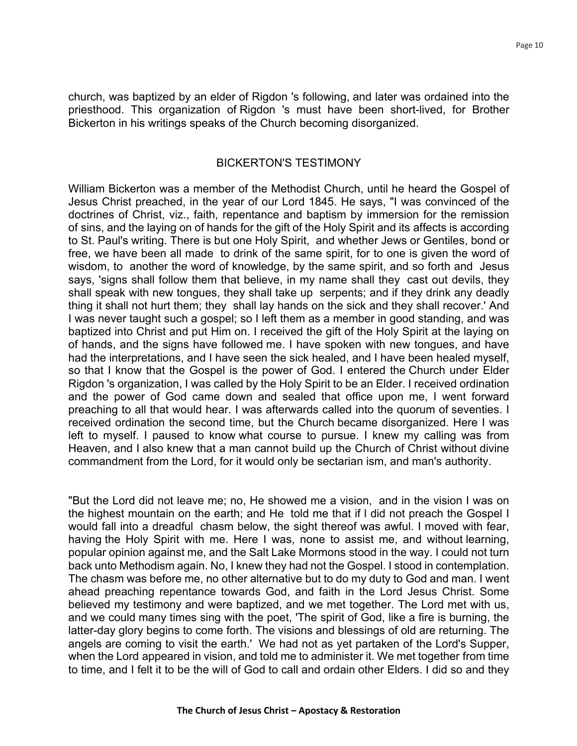church, was baptized by an elder of Rigdon 's following, and later was ordained into the priesthood. This organization of Rigdon 's must have been short-lived, for Brother Bickerton in his writings speaks of the Church becoming disorganized.

## BICKERTON'S TESTIMONY

William Bickerton was a member of the Methodist Church, until he heard the Gospel of Jesus Christ preached, in the year of our Lord 1845. He says, "I was convinced of the doctrines of Christ, viz., faith, repentance and baptism by immersion for the remission of sins, and the laying on of hands for the gift of the Holy Spirit and its affects is according to St. Paul's writing. There is but one Holy Spirit, and whether Jews or Gentiles, bond or free, we have been all made to drink of the same spirit, for to one is given the word of wisdom, to another the word of knowledge, by the same spirit, and so forth and Jesus says, 'signs shall follow them that believe, in my name shall they cast out devils, they shall speak with new tongues, they shall take up serpents; and if they drink any deadly thing it shall not hurt them; they shall lay hands on the sick and they shall recover.' And I was never taught such a gospel; so I left them as a member in good standing, and was baptized into Christ and put Him on. I received the gift of the Holy Spirit at the laying on of hands, and the signs have followed me. I have spoken with new tongues, and have had the interpretations, and I have seen the sick healed, and I have been healed myself, so that I know that the Gospel is the power of God. I entered the Church under Elder Rigdon 's organization, I was called by the Holy Spirit to be an Elder. I received ordination and the power of God came down and sealed that office upon me, I went forward preaching to all that would hear. I was afterwards called into the quorum of seventies. I received ordination the second time, but the Church became disorganized. Here I was left to myself. I paused to know what course to pursue. I knew my calling was from Heaven, and I also knew that a man cannot build up the Church of Christ without divine commandment from the Lord, for it would only be sectarian ism, and man's authority.

"But the Lord did not leave me; no, He showed me a vision, and in the vision I was on the highest mountain on the earth; and He told me that if I did not preach the Gospel I would fall into a dreadful chasm below, the sight thereof was awful. I moved with fear, having the Holy Spirit with me. Here I was, none to assist me, and without learning, popular opinion against me, and the Salt Lake Mormons stood in the way. I could not turn back unto Methodism again. No, I knew they had not the Gospel. I stood in contemplation. The chasm was before me, no other alternative but to do my duty to God and man. I went ahead preaching repentance towards God, and faith in the Lord Jesus Christ. Some believed my testimony and were baptized, and we met together. The Lord met with us, and we could many times sing with the poet, 'The spirit of God, like a fire is burning, the latter-day glory begins to come forth. The visions and blessings of old are returning. The angels are coming to visit the earth.' We had not as yet partaken of the Lord's Supper, when the Lord appeared in vision, and told me to administer it. We met together from time to time, and I felt it to be the will of God to call and ordain other Elders. I did so and they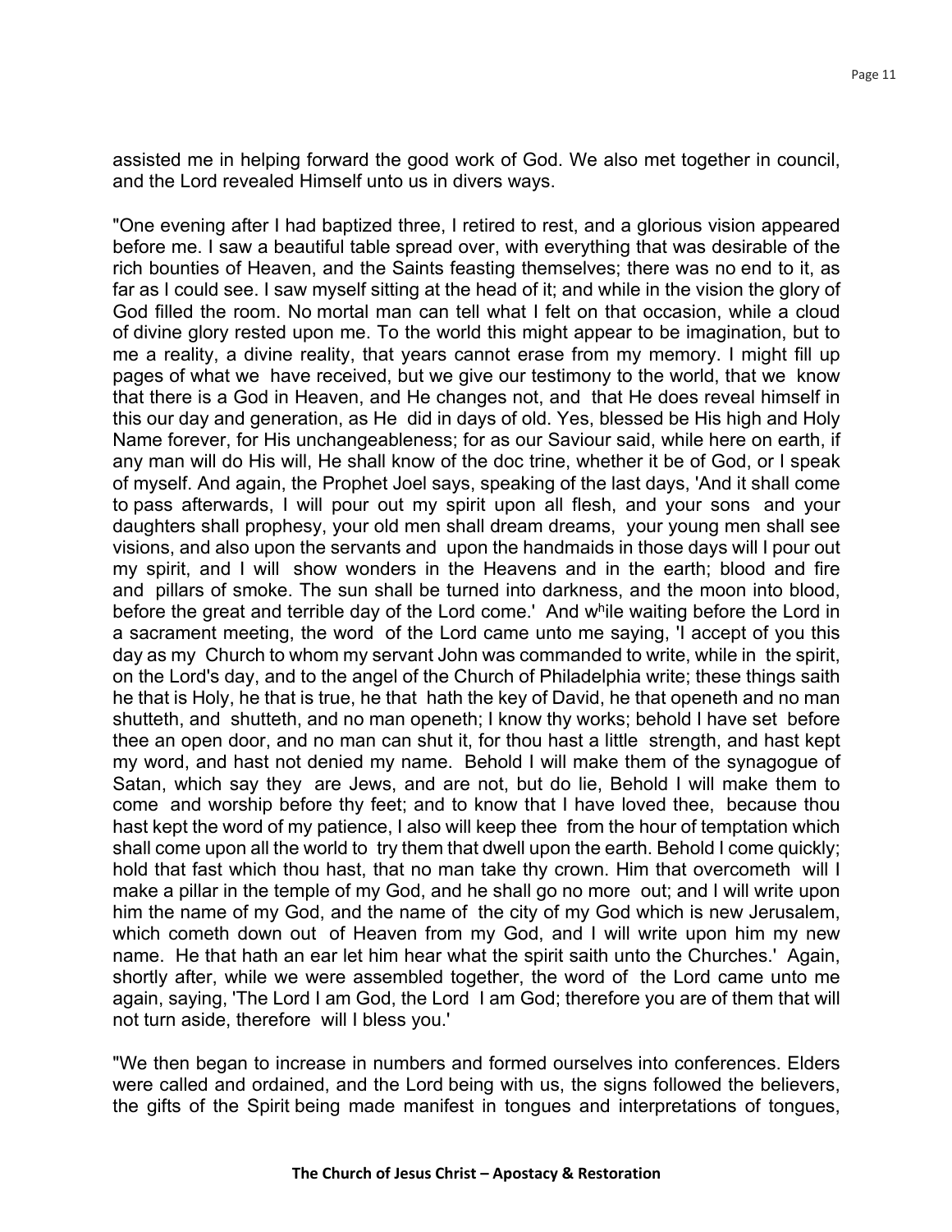assisted me in helping forward the good work of God. We also met together in council, and the Lord revealed Himself unto us in divers ways.

"One evening after I had baptized three, I retired to rest, and a glorious vision appeared before me. I saw a beautiful table spread over, with everything that was desirable of the rich bounties of Heaven, and the Saints feasting themselves; there was no end to it, as far as I could see. I saw myself sitting at the head of it; and while in the vision the glory of God filled the room. No mortal man can tell what I felt on that occasion, while a cloud of divine glory rested upon me. To the world this might appear to be imagination, but to me a reality, a divine reality, that years cannot erase from my memory. I might fill up pages of what we have received, but we give our testimony to the world, that we know that there is a God in Heaven, and He changes not, and that He does reveal himself in this our day and generation, as He did in days of old. Yes, blessed be His high and Holy Name forever, for His unchangeableness; for as our Saviour said, while here on earth, if any man will do His will, He shall know of the doc trine, whether it be of God, or I speak of myself. And again, the Prophet Joel says, speaking of the last days, 'And it shall come to pass afterwards, I will pour out my spirit upon all flesh, and your sons and your daughters shall prophesy, your old men shall dream dreams, your young men shall see visions, and also upon the servants and upon the handmaids in those days will I pour out my spirit, and I will show wonders in the Heavens and in the earth; blood and fire and pillars of smoke. The sun shall be turned into darkness, and the moon into blood, before the great and terrible day of the Lord come.' And while waiting before the Lord in a sacrament meeting, the word of the Lord came unto me saying, 'I accept of you this day as my Church to whom my servant John was commanded to write, while in the spirit, on the Lord's day, and to the angel of the Church of Philadelphia write; these things saith he that is Holy, he that is true, he that hath the key of David, he that openeth and no man shutteth, and shutteth, and no man openeth; I know thy works; behold I have set before thee an open door, and no man can shut it, for thou hast a little strength, and hast kept my word, and hast not denied my name. Behold I will make them of the synagogue of Satan, which say they are Jews, and are not, but do lie, Behold I will make them to come and worship before thy feet; and to know that I have loved thee, because thou hast kept the word of my patience, I also will keep thee from the hour of temptation which shall come upon all the world to try them that dwell upon the earth. Behold I come quickly; hold that fast which thou hast, that no man take thy crown. Him that overcometh will I make a pillar in the temple of my God, and he shall go no more out; and I will write upon him the name of my God, and the name of the city of my God which is new Jerusalem, which cometh down out of Heaven from my God, and I will write upon him my new name. He that hath an ear let him hear what the spirit saith unto the Churches.' Again, shortly after, while we were assembled together, the word of the Lord came unto me again, saying, 'The Lord I am God, the Lord I am God; therefore you are of them that will not turn aside, therefore will I bless you.'

"We then began to increase in numbers and formed ourselves into conferences. Elders were called and ordained, and the Lord being with us, the signs followed the believers, the gifts of the Spirit being made manifest in tongues and interpretations of tongues,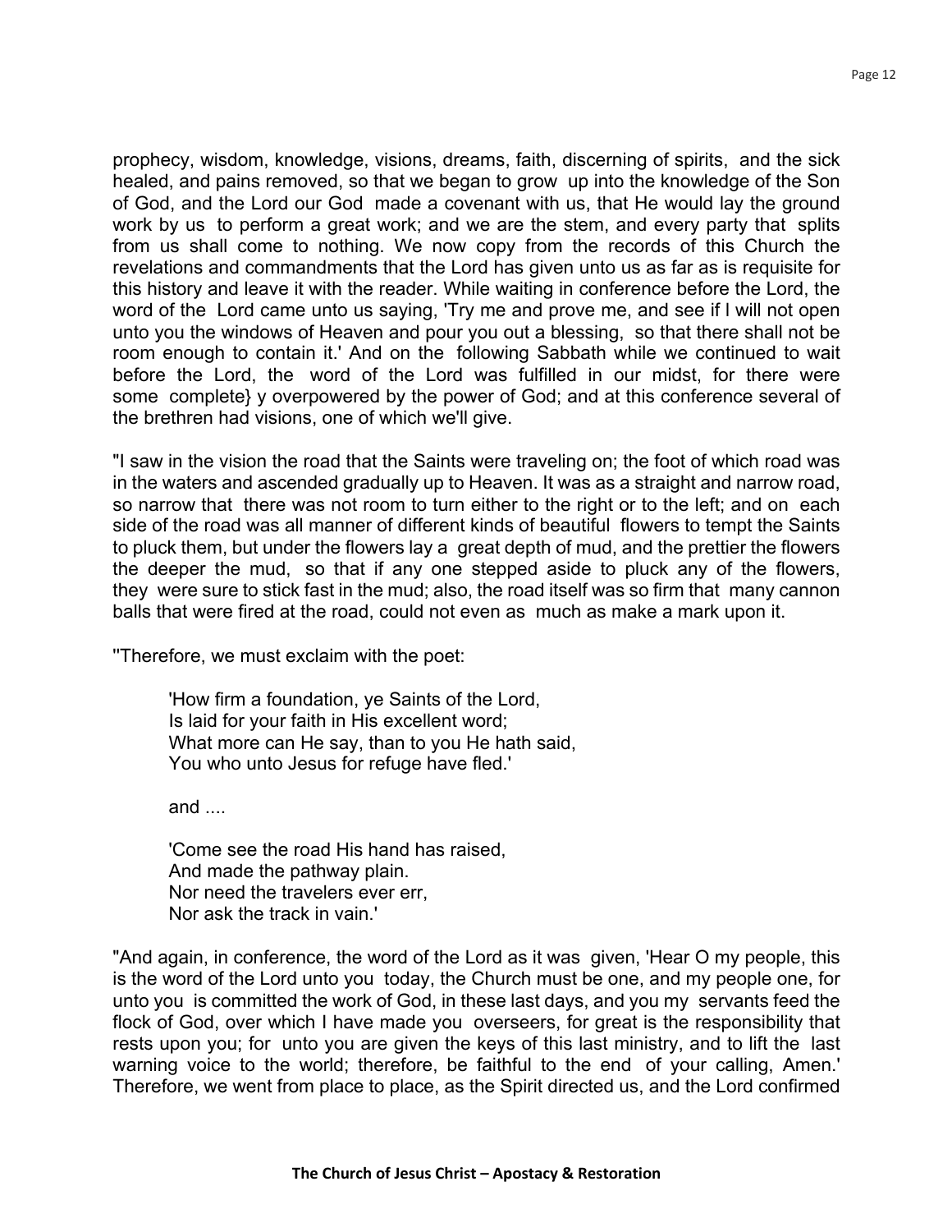prophecy, wisdom, knowledge, visions, dreams, faith, discerning of spirits, and the sick healed, and pains removed, so that we began to grow up into the knowledge of the Son of God, and the Lord our God made a covenant with us, that He would lay the ground work by us to perform a great work; and we are the stem, and every party that splits from us shall come to nothing. We now copy from the records of this Church the revelations and commandments that the Lord has given unto us as far as is requisite for this history and leave it with the reader. While waiting in conference before the Lord, the word of the Lord came unto us saying, 'Try me and prove me, and see if I will not open unto you the windows of Heaven and pour you out a blessing, so that there shall not be room enough to contain it.' And on the following Sabbath while we continued to wait before the Lord, the word of the Lord was fulfilled in our midst, for there were some complete} y overpowered by the power of God; and at this conference several of the brethren had visions, one of which we'll give.

"I saw in the vision the road that the Saints were traveling on; the foot of which road was in the waters and ascended gradually up to Heaven. It was as a straight and narrow road, so narrow that there was not room to turn either to the right or to the left; and on each side of the road was all manner of different kinds of beautiful flowers to tempt the Saints to pluck them, but under the flowers lay a great depth of mud, and the prettier the flowers the deeper the mud, so that if any one stepped aside to pluck any of the flowers, they were sure to stick fast in the mud; also, the road itself was so firm that many cannon balls that were fired at the road, could not even as much as make a mark upon it.

"Therefore, we must exclaim with the poet:

> 'How firm a foundation, ye Saints of the Lord,
> Is laid for your faith in His excellent word;
> What more can He say, than to you He hath said,
> You who unto Jesus for refuge have fled.'
>
> and ....
>
> 'Come see the road His hand has raised,
> And made the pathway plain.
> Nor need the travelers ever err,
> Nor ask the track in vain.'

"And again, in conference, the word of the Lord as it was given, 'Hear O my people, this is the word of the Lord unto you today, the Church must be one, and my people one, for unto you is committed the work of God, in these last days, and you my servants feed the flock of God, over which I have made you overseers, for great is the responsibility that rests upon you; for unto you are given the keys of this last ministry, and to lift the last warning voice to the world; therefore, be faithful to the end of your calling, Amen.' Therefore, we went from place to place, as the Spirit directed us, and the Lord confirmed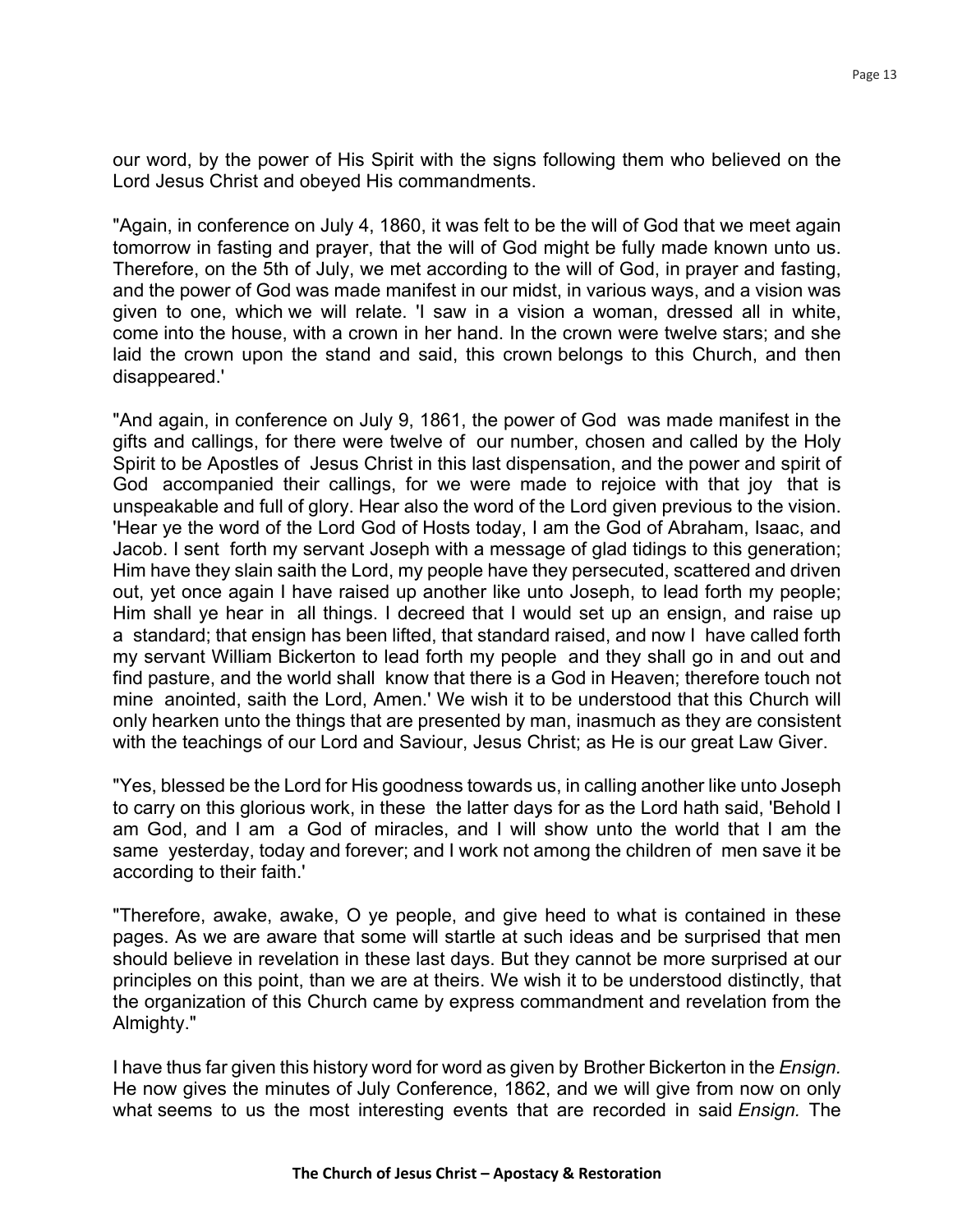our word, by the power of His Spirit with the signs following them who believed on the Lord Jesus Christ and obeyed His commandments.

"Again, in conference on July 4, 1860, it was felt to be the will of God that we meet again tomorrow in fasting and prayer, that the will of God might be fully made known unto us. Therefore, on the 5th of July, we met according to the will of God, in prayer and fasting, and the power of God was made manifest in our midst, in various ways, and a vision was given to one, which we will relate. 'I saw in a vision a woman, dressed all in white, come into the house, with a crown in her hand. In the crown were twelve stars; and she laid the crown upon the stand and said, this crown belongs to this Church, and then disappeared.'

"And again, in conference on July 9, 1861, the power of God was made manifest in the gifts and callings, for there were twelve of our number, chosen and called by the Holy Spirit to be Apostles of Jesus Christ in this last dispensation, and the power and spirit of God accompanied their callings, for we were made to rejoice with that joy that is unspeakable and full of glory. Hear also the word of the Lord given previous to the vision. 'Hear ye the word of the Lord God of Hosts today, I am the God of Abraham, Isaac, and Jacob. I sent forth my servant Joseph with a message of glad tidings to this generation; Him have they slain saith the Lord, my people have they persecuted, scattered and driven out, yet once again I have raised up another like unto Joseph, to lead forth my people; Him shall ye hear in all things. I decreed that I would set up an ensign, and raise up a standard; that ensign has been lifted, that standard raised, and now I have called forth my servant William Bickerton to lead forth my people and they shall go in and out and find pasture, and the world shall know that there is a God in Heaven; therefore touch not mine anointed, saith the Lord, Amen.' We wish it to be understood that this Church will only hearken unto the things that are presented by man, inasmuch as they are consistent with the teachings of our Lord and Saviour, Jesus Christ; as He is our great Law Giver.

"Yes, blessed be the Lord for His goodness towards us, in calling another like unto Joseph to carry on this glorious work, in these the latter days for as the Lord hath said, 'Behold I am God, and I am a God of miracles, and I will show unto the world that I am the same yesterday, today and forever; and I work not among the children of men save it be according to their faith.'

"Therefore, awake, awake, O ye people, and give heed to what is contained in these pages. As we are aware that some will startle at such ideas and be surprised that men should believe in revelation in these last days. But they cannot be more surprised at our principles on this point, than we are at theirs. We wish it to be understood distinctly, that the organization of this Church came by express commandment and revelation from the Almighty."

I have thus far given this history word for word as given by Brother Bickerton in the *Ensign.* He now gives the minutes of July Conference, 1862, and we will give from now on only what seems to us the most interesting events that are recorded in said *Ensign.* The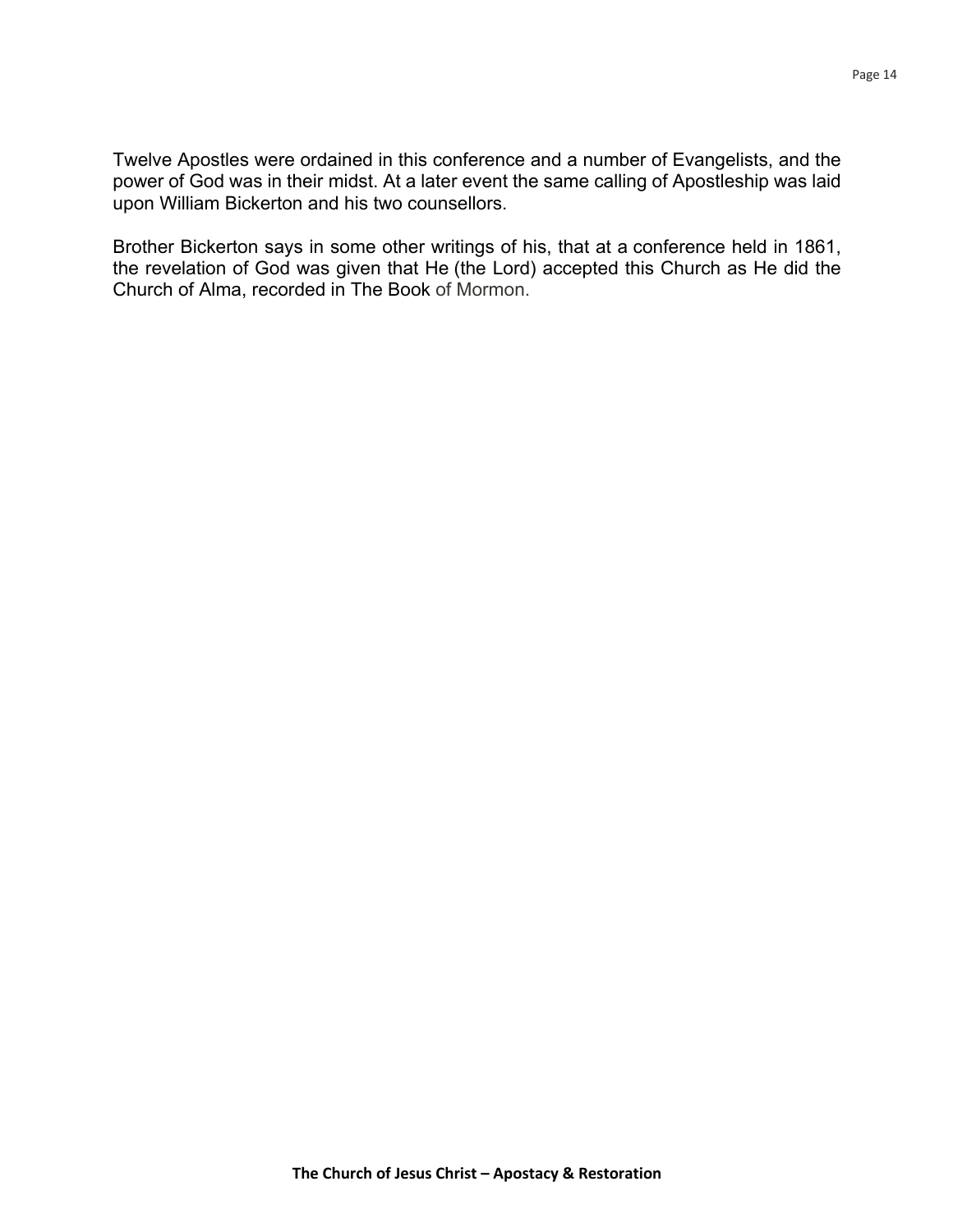Twelve Apostles were ordained in this conference and a number of Evangelists, and the power of God was in their midst. At a later event the same calling of Apostleship was laid upon William Bickerton and his two counsellors.

Brother Bickerton says in some other writings of his, that at a conference held in 1861, the revelation of God was given that He (the Lord) accepted this Church as He did the Church of Alma, recorded in The Book of Mormon.